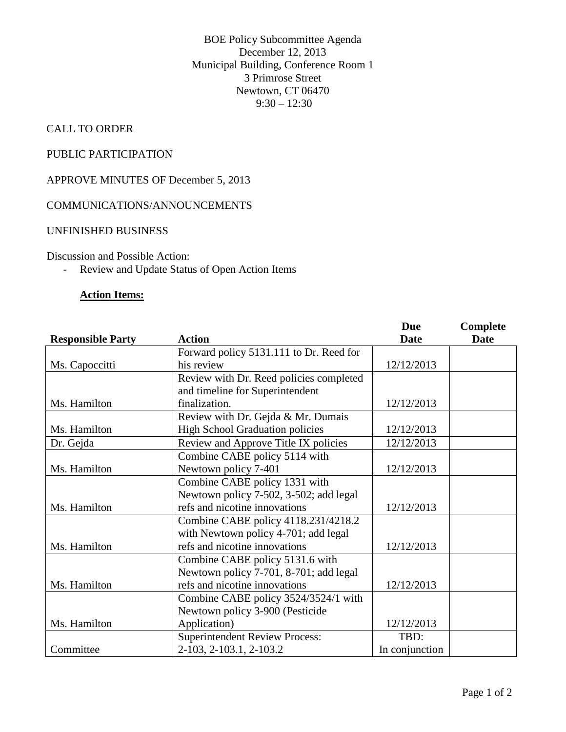BOE Policy Subcommittee Agenda
December 12, 2013
Municipal Building, Conference Room 1
3 Primrose Street
Newtown, CT 06470
9:30 – 12:30

CALL TO ORDER

PUBLIC PARTICIPATION

APPROVE MINUTES OF December 5, 2013

COMMUNICATIONS/ANNOUNCEMENTS

UNFINISHED BUSINESS

Discussion and Possible Action:

- Review and Update Status of Open Action Items

**Action Items:**

| Responsible Party | Action | Due Date | Complete Date |
|---|---|---|---|
| Ms. Capoccitti | Forward policy 5131.111 to Dr. Reed for his review | 12/12/2013 | |
| Ms. Hamilton | Review with Dr. Reed policies completed and timeline for Superintendent finalization. | 12/12/2013 | |
| Ms. Hamilton | Review with Dr. Gejda & Mr. Dumais High School Graduation policies | 12/12/2013 | |
| Dr. Gejda | Review and Approve Title IX policies | 12/12/2013 | |
| Ms. Hamilton | Combine CABE policy 5114 with Newtown policy 7-401 | 12/12/2013 | |
| Ms. Hamilton | Combine CABE policy 1331 with Newtown policy 7-502, 3-502; add legal refs and nicotine innovations | 12/12/2013 | |
| Ms. Hamilton | Combine CABE policy 4118.231/4218.2 with Newtown policy 4-701; add legal refs and nicotine innovations | 12/12/2013 | |
| Ms. Hamilton | Combine CABE policy 5131.6 with Newtown policy 7-701, 8-701; add legal refs and nicotine innovations | 12/12/2013 | |
| Ms. Hamilton | Combine CABE policy 3524/3524/1 with Newtown policy 3-900 (Pesticide Application) | 12/12/2013 | |
| Committee | Superintendent Review Process: 2-103, 2-103.1, 2-103.2 | TBD: In conjunction | |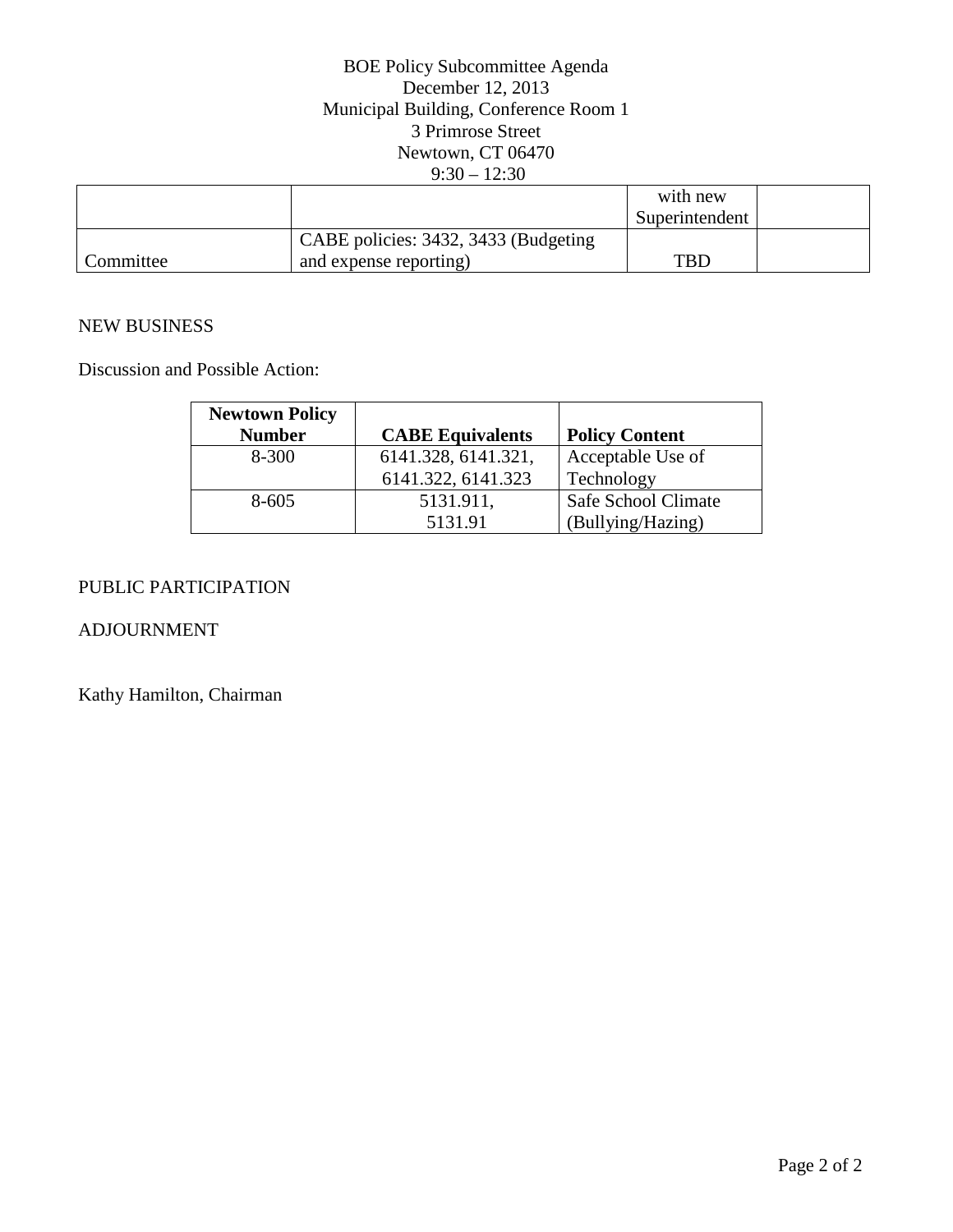BOE Policy Subcommittee Agenda
December 12, 2013
Municipal Building, Conference Room 1
3 Primrose Street
Newtown, CT 06470
9:30 – 12:30

| | | | |
|---|---|---|---|
| | | with new Superintendent | |
| Committee | CABE policies: 3432, 3433 (Budgeting and expense reporting) | TBD | |

NEW BUSINESS

Discussion and Possible Action:

| **Newtown Policy Number** | **CABE Equivalents** | **Policy Content** |
|---|---|---|
| 8-300 | 6141.328, 6141.321, 6141.322, 6141.323 | Acceptable Use of Technology |
| 8-605 | 5131.911, 5131.91 | Safe School Climate (Bullying/Hazing) |

PUBLIC PARTICIPATION

ADJOURNMENT

Kathy Hamilton, Chairman